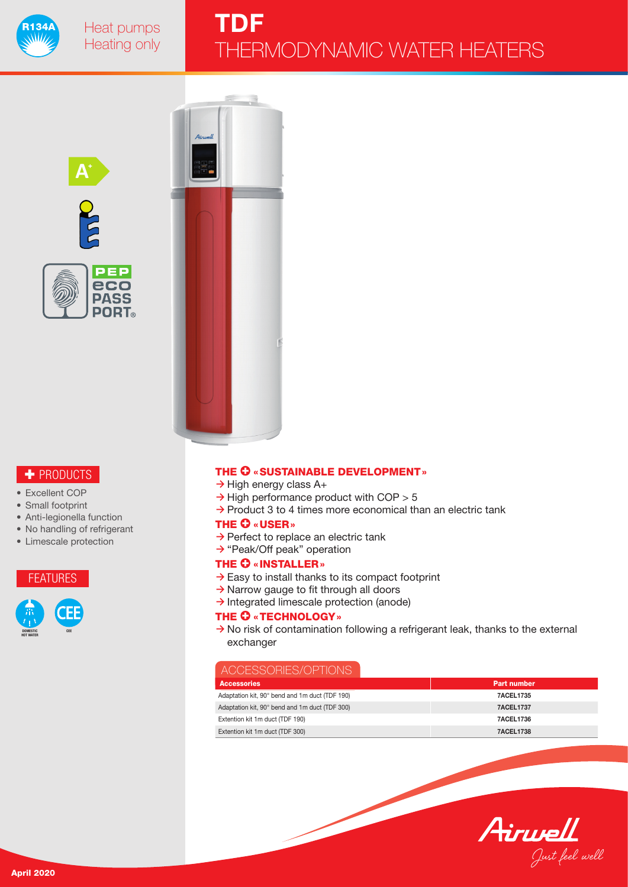R134A

Heat pumps
Heating only

# TDF
## THERMODYNAMIC WATER HEATERS

A+

PEP eco PASS PORT®

## ✚ PRODUCTS

- Excellent COP
- Small footprint
- Anti-legionella function
- No handling of refrigerant
- Limescale protection

## FEATURES

DOMESTIC HOT WATER

CEE

### THE ✚ «SUSTAINABLE DEVELOPMENT»

→ High energy class A+
→ High performance product with COP > 5
→ Product 3 to 4 times more economical than an electric tank

### THE ✚ «USER»

→ Perfect to replace an electric tank
→ "Peak/Off peak" operation

### THE ✚ «INSTALLER»

→ Easy to install thanks to its compact footprint
→ Narrow gauge to fit through all doors
→ Integrated limescale protection (anode)

### THE ✚ «TECHNOLOGY»

→ No risk of contamination following a refrigerant leak, thanks to the external exchanger

## ACCESSORIES/OPTIONS

| Accessories | Part number |
|---|---|
| Adaptation kit, 90° bend and 1m duct (TDF 190) | 7ACEL1735 |
| Adaptation kit, 90° bend and 1m duct (TDF 300) | 7ACEL1737 |
| Extention kit 1m duct (TDF 190) | 7ACEL1736 |
| Extention kit 1m duct (TDF 300) | 7ACEL1738 |

Airwell
Just feel well

April 2020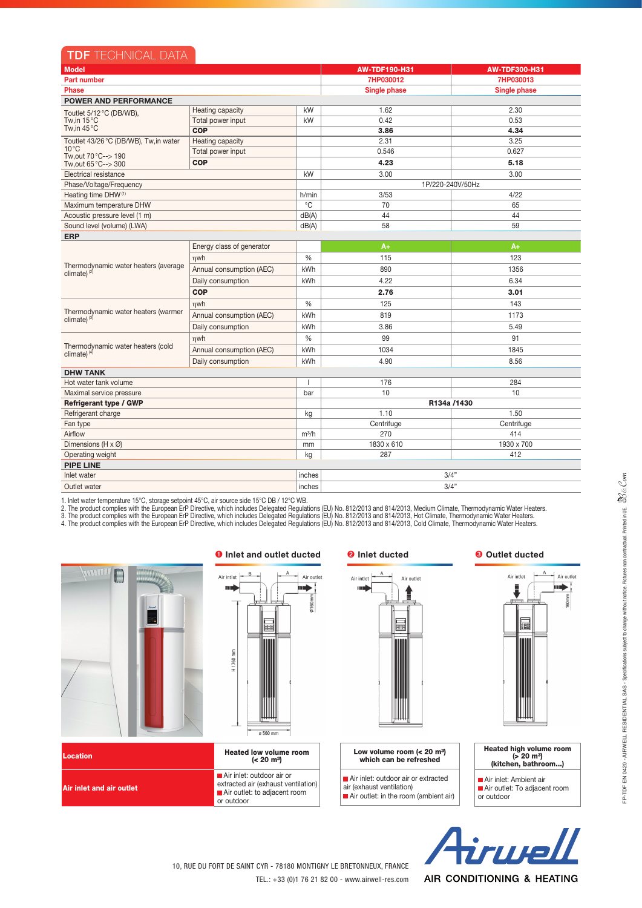## TDF TECHNICAL DATA

| Model | | | AW-TDF190-H31 | AW-TDF300-H31 |
|---|---|---|---|---|
| Part number | | | 7HP030012 | 7HP030013 |
| Phase | | | Single phase | Single phase |
| **POWER AND PERFORMANCE** | | | | |
| Toutlet 5/12 °C (DB/WB), Tw,in 15 °C Tw,in 45 °C | Heating capacity | kW | 1.62 | 2.30 |
| | Total power input | kW | 0.42 | 0.53 |
| | **COP** | | **3.86** | **4.34** |
| Toutlet 43/26 °C (DB/WB), Tw,in water 10 °C Tw,out 70 °C--> 190 Tw,out 65 °C--> 300 | Heating capacity | | 2.31 | 3.25 |
| | Total power input | | 0.546 | 0.627 |
| | **COP** | | **4.23** | **5.18** |
| Electrical resistance | | kW | 3.00 | 3.00 |
| Phase/Voltage/Frequency | | | 1P/220-240V/50Hz | |
| Heating time DHW [1] | | h/min | 3/53 | 4/22 |
| Maximum temperature DHW | | °C | 70 | 65 |
| Acoustic pressure level (1 m) | | dB(A) | 44 | 44 |
| Sound level (volume) (LWA) | | dB(A) | 58 | 59 |
| **ERP** | | | | |
| Thermodynamic water heaters (average climate) [2] | Energy class of generator | | A+ | A+ |
| | ηwh | % | 115 | 123 |
| | Annual consumption (AEC) | kWh | 890 | 1356 |
| | Daily consumption | kWh | 4.22 | 6.34 |
| | **COP** | | **2.76** | **3.01** |
| Thermodynamic water heaters (warmer climate) [3] | ηwh | % | 125 | 143 |
| | Annual consumption (AEC) | kWh | 819 | 1173 |
| | Daily consumption | kWh | 3.86 | 5.49 |
| Thermodynamic water heaters (cold climate) [4] | ηwh | % | 99 | 91 |
| | Annual consumption (AEC) | kWh | 1034 | 1845 |
| | Daily consumption | kWh | 4.90 | 8.56 |
| **DHW TANK** | | | | |
| Hot water tank volume | | l | 176 | 284 |
| Maximal service pressure | | bar | 10 | 10 |
| **Refrigerant type / GWP** | | | **R134a /1430** | |
| Refrigerant charge | | kg | 1.10 | 1.50 |
| Fan type | | | Centrifuge | Centrifuge |
| Airflow | | m³/h | 270 | 414 |
| Dimensions (H x Ø) | | mm | 1830 x 610 | 1930 x 700 |
| Operating weight | | kg | 287 | 412 |
| **PIPE LINE** | | | | |
| Inlet water | | inches | 3/4" | |
| Outlet water | | inches | 3/4" | |

1. Inlet water temperature 15°C, storage setpoint 45°C, air source side 15°C DB / 12°C WB.
2. The product complies with the European ErP Directive, which includes Delegated Regulations (EU) No. 812/2013 and 814/2013, Medium Climate, Thermodynamic Water Heaters.
3. The product complies with the European ErP Directive, which includes Delegated Regulations (EU) No. 812/2013 and 814/2013, Hot Climate, Thermodynamic Water Heaters.
4. The product complies with the European ErP Directive, which includes Delegated Regulations (EU) No. 812/2013 and 814/2013, Cold Climate, Thermodynamic Water Heaters.

❶ Inlet and outlet ducted

❷ Inlet ducted

❸ Outlet ducted

Air intlet B A Air outlet ø160mm H 1760 mm ø 560 mm

Air intlet A Air outlet

Air intlet A Air outlet 160mm

| | ❶ Inlet and outlet ducted | ❷ Inlet ducted | ❸ Outlet ducted |
|---|---|---|---|
| **Location** | **Heated low volume room (< 20 m³)** | **Low volume room (< 20 m³) which can be refreshed** | **Heated high volume room (> 20 m³) (kitchen, bathroom...)** |
| **Air inlet and air outlet** | Air inlet: outdoor air or extracted air (exhaust ventilation) Air outlet: to adjacent room or outdoor | Air inlet: outdoor air or extracted air (exhaust ventilation) Air outlet: in the room (ambient air) | Air inlet: Ambient air Air outlet: To adjacent room or outdoor |

10, RUE DU FORT DE SAINT CYR - 78180 MONTIGNY LE BRETONNEUX, FRANCE
TEL.: +33 (0)1 76 21 82 00 - www.airwell-res.com

Airwell AIR CONDITIONING & HEATING

FP-TDF EN 0420 - AIRWELL RESIDENTIAL SAS - Specifications subject to change without notice. Pictures non contractual. Printed in UE.